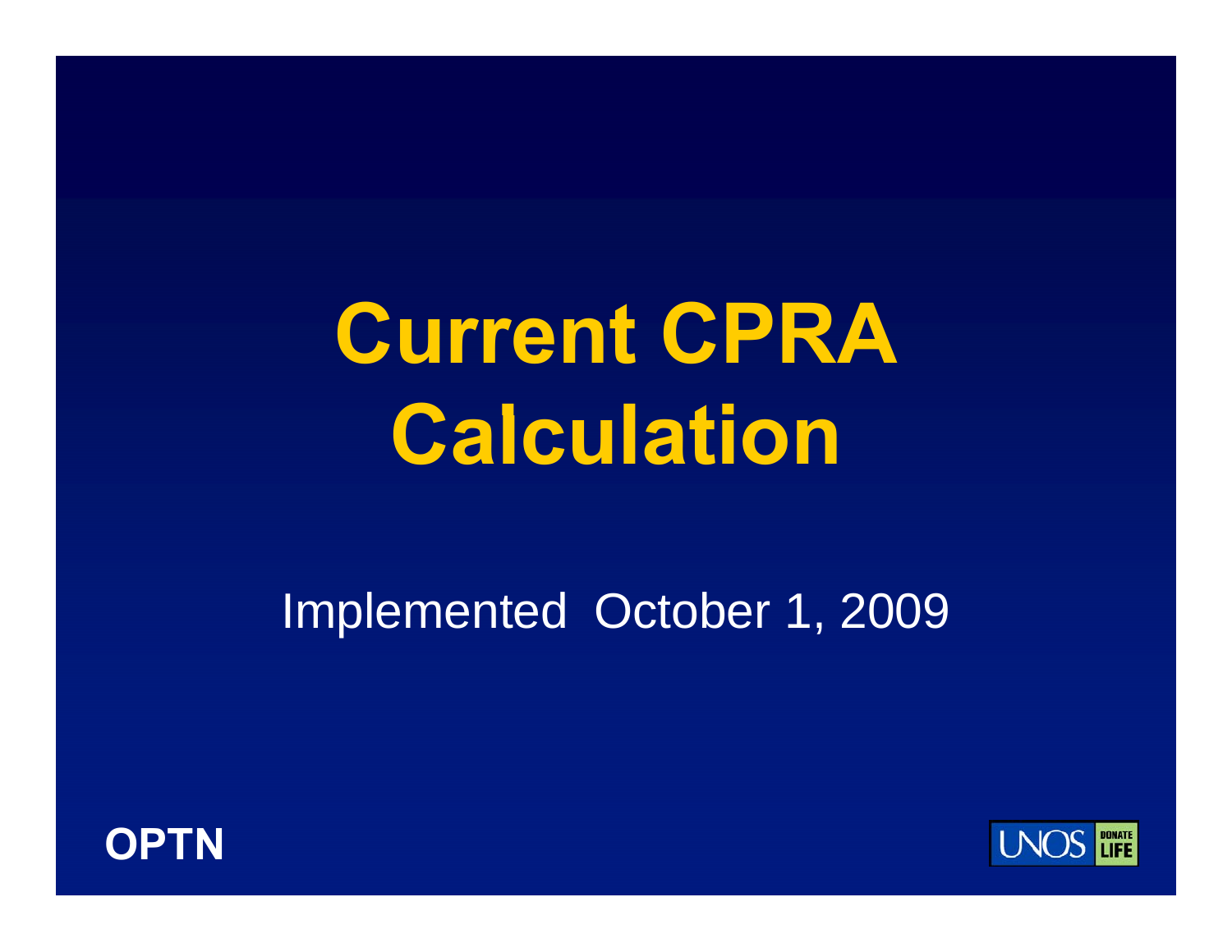# Current CPRA Calculation

Implemented October 1, 2009

**OPTN**

UNOS DONATE LIFE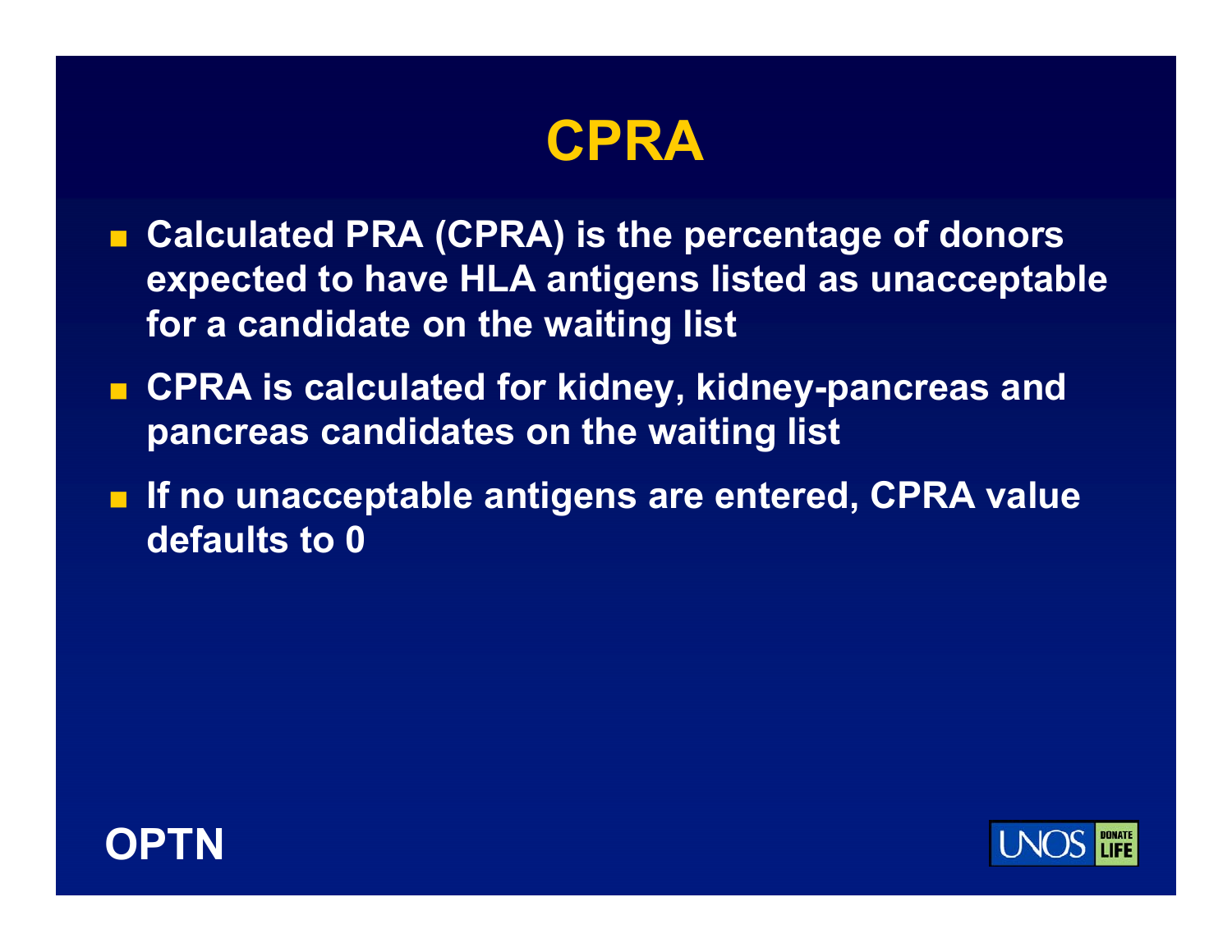# CPRA

- Calculated PRA (CPRA) is the percentage of donors expected to have HLA antigens listed as unacceptable for a candidate on the waiting list
- CPRA is calculated for kidney, kidney-pancreas and pancreas candidates on the waiting list
- If no unacceptable antigens are entered, CPRA value defaults to 0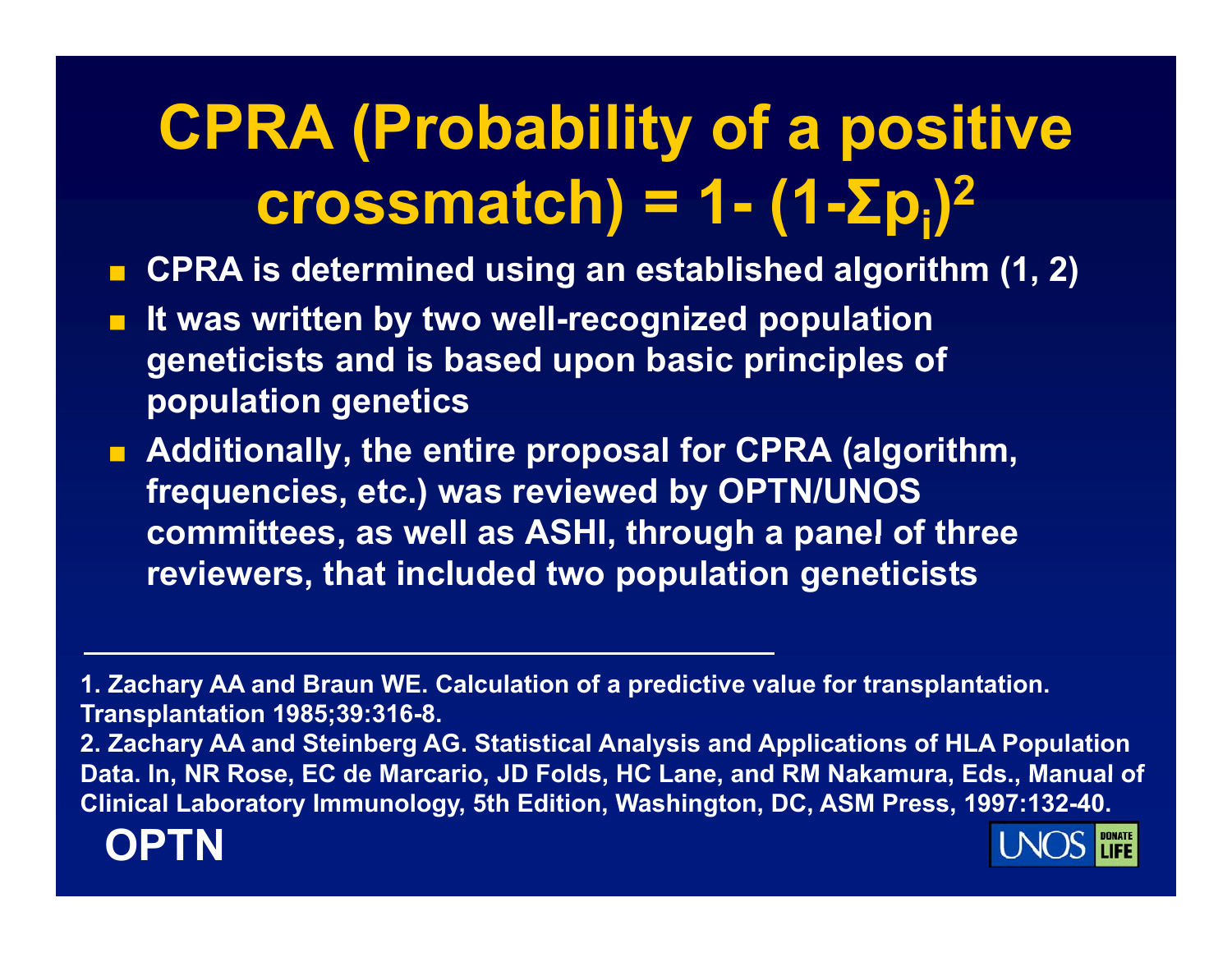# CPRA (Probability of a positive crossmatch) = 1- $(1-\Sigma p_i)^2$

- CPRA is determined using an established algorithm (1, 2)
- It was written by two well-recognized population geneticists and is based upon basic principles of population genetics
- Additionally, the entire proposal for CPRA (algorithm, frequencies, etc.) was reviewed by OPTN/UNOS committees, as well as ASHI, through a panel of three reviewers, that included two population geneticists

---

1. Zachary AA and Braun WE. Calculation of a predictive value for transplantation. Transplantation 1985;39:316-8.
2. Zachary AA and Steinberg AG. Statistical Analysis and Applications of HLA Population Data. In, NR Rose, EC de Marcario, JD Folds, HC Lane, and RM Nakamura, Eds., Manual of Clinical Laboratory Immunology, 5th Edition, Washington, DC, ASM Press, 1997:132-40.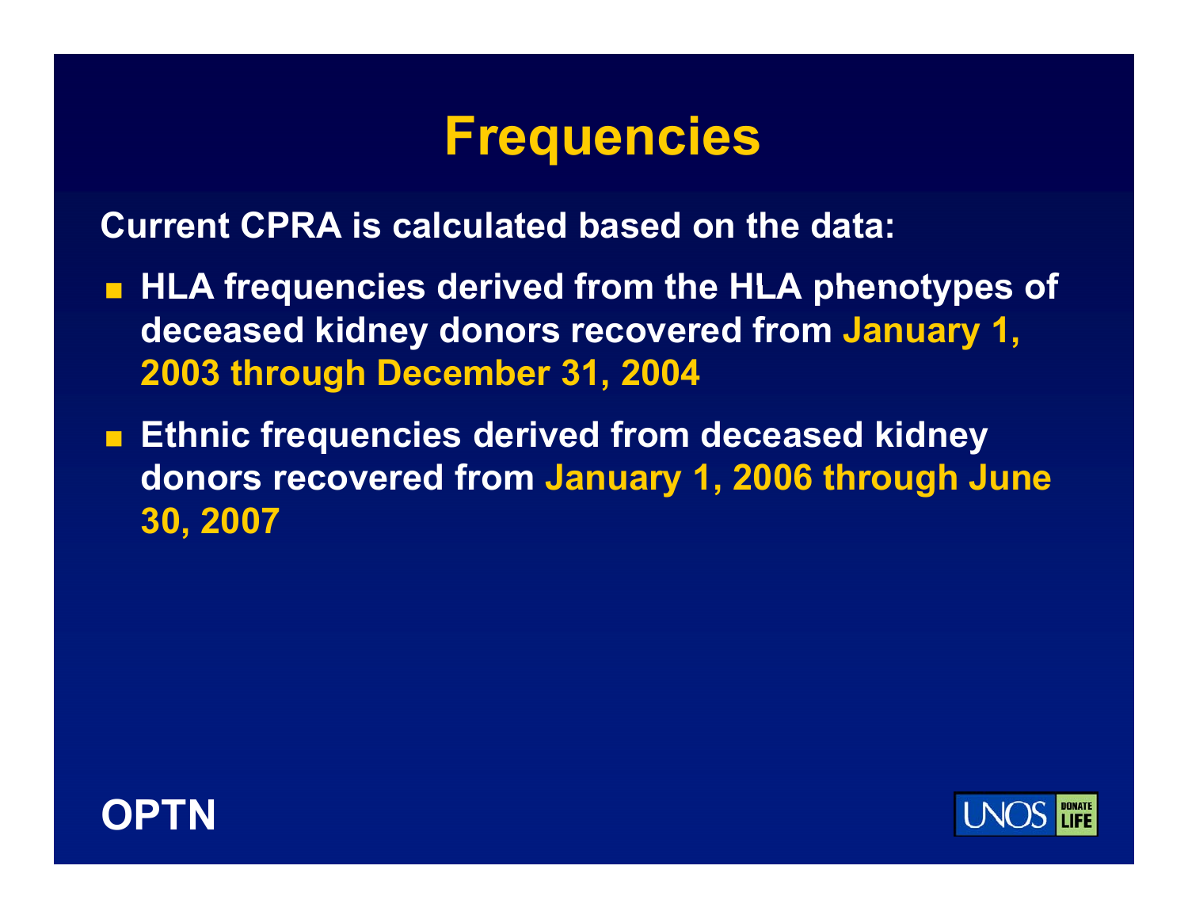# Frequencies

**Current CPRA is calculated based on the data:**

- **HLA frequencies derived from the HLA phenotypes of deceased kidney donors recovered from January 1, 2003 through December 31, 2004**
- **Ethnic frequencies derived from deceased kidney donors recovered from January 1, 2006 through June 30, 2007**

OPTN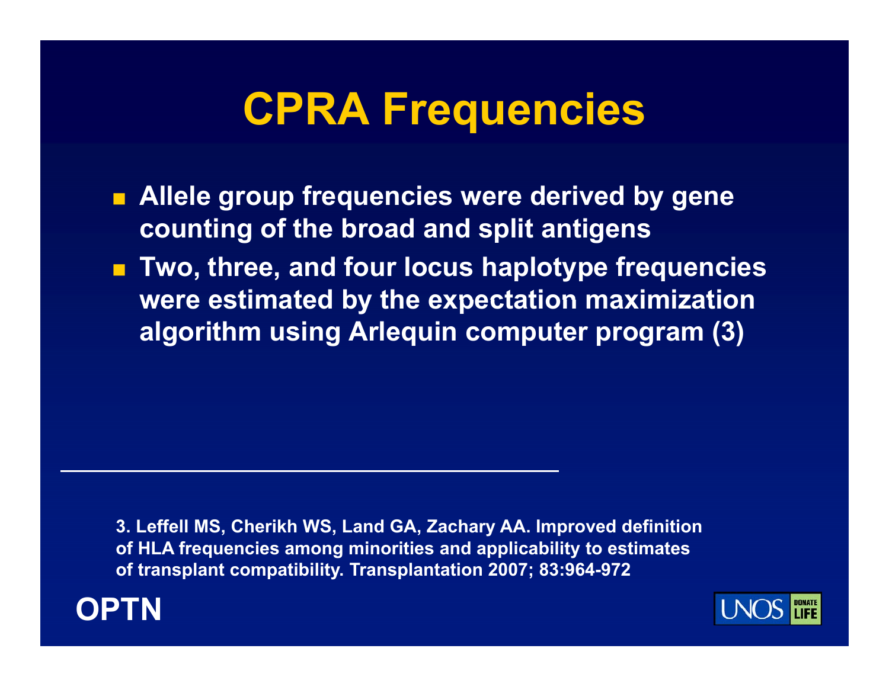# CPRA Frequencies

- Allele group frequencies were derived by gene counting of the broad and split antigens
- Two, three, and four locus haplotype frequencies were estimated by the expectation maximization algorithm using Arlequin computer program (3)

---

3. Leffell MS, Cherikh WS, Land GA, Zachary AA. Improved definition of HLA frequencies among minorities and applicability to estimates of transplant compatibility. Transplantation 2007; 83:964-972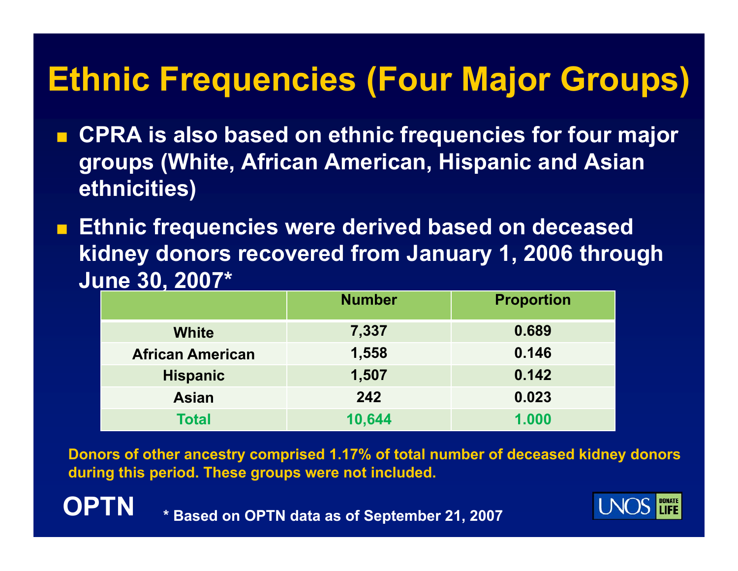# Ethnic Frequencies (Four Major Groups)

- **CPRA is also based on ethnic frequencies for four major groups (White, African American, Hispanic and Asian ethnicities)**
- **Ethnic frequencies were derived based on deceased kidney donors recovered from January 1, 2006 through June 30, 2007***

| | Number | Proportion |
|---|---|---|
| White | 7,337 | 0.689 |
| African American | 1,558 | 0.146 |
| Hispanic | 1,507 | 0.142 |
| Asian | 242 | 0.023 |
| Total | 10,644 | 1.000 |

**Donors of other ancestry comprised 1.17% of total number of deceased kidney donors during this period. These groups were not included.**

**OPTN**

*** Based on OPTN data as of September 21, 2007**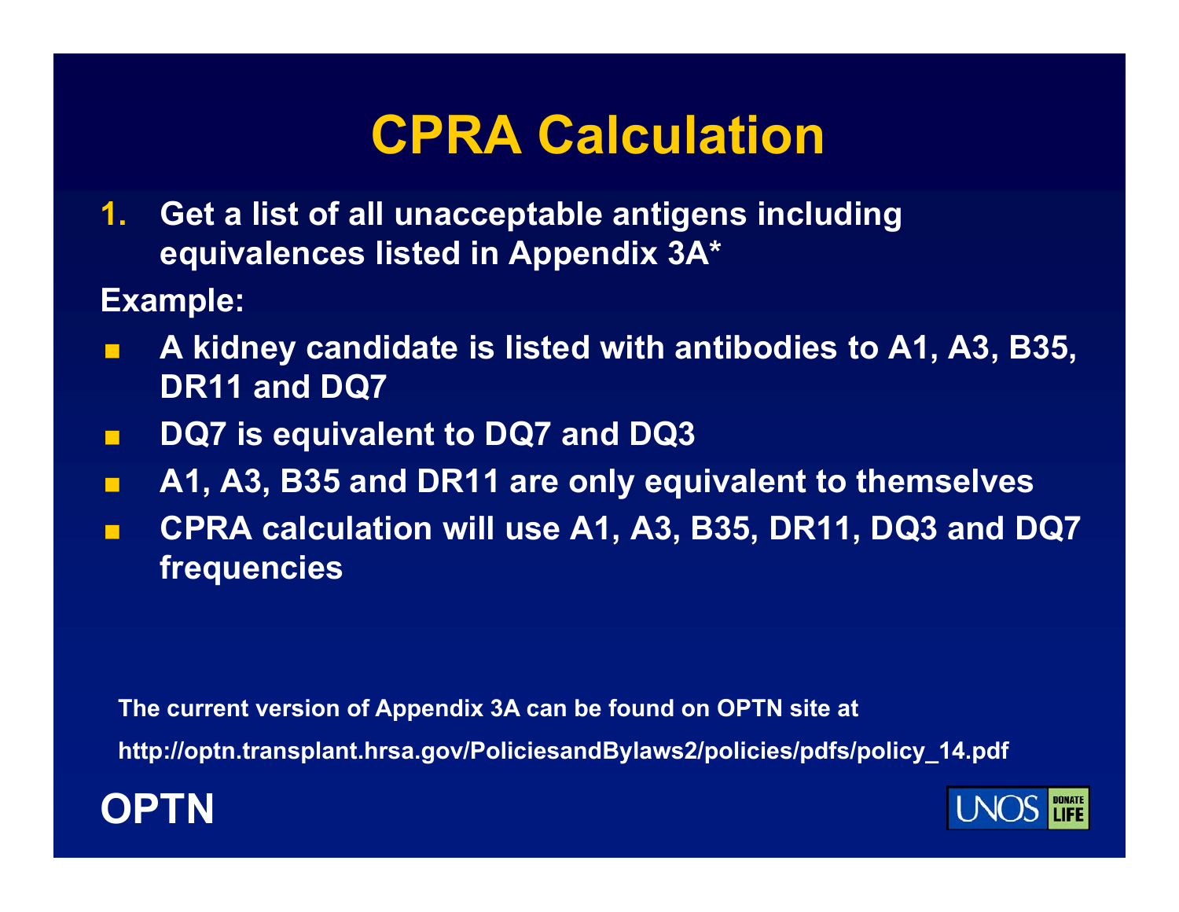# CPRA Calculation

1. Get a list of all unacceptable antigens including equivalences listed in Appendix 3A*

**Example:**

- A kidney candidate is listed with antibodies to A1, A3, B35, DR11 and DQ7
- DQ7 is equivalent to DQ7 and DQ3
- A1, A3, B35 and DR11 are only equivalent to themselves
- CPRA calculation will use A1, A3, B35, DR11, DQ3 and DQ7 frequencies

The current version of Appendix 3A can be found on OPTN site at

http://optn.transplant.hrsa.gov/PoliciesandBylaws2/policies/pdfs/policy_14.pdf

OPTN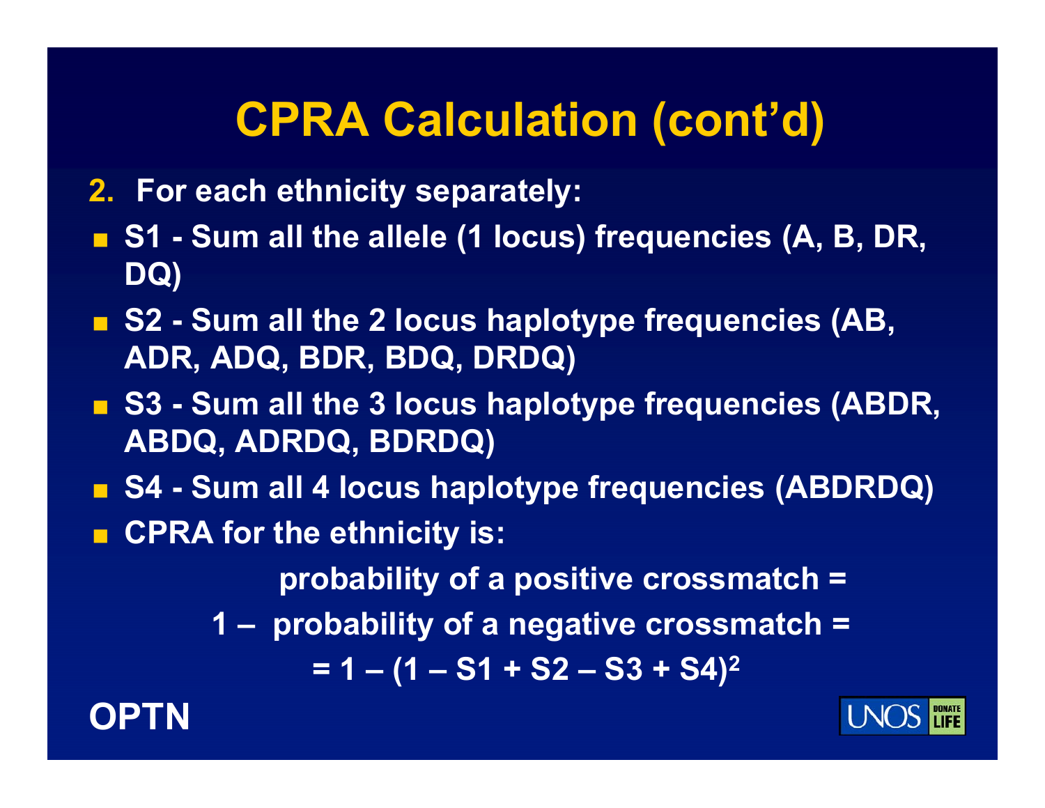# CPRA Calculation (cont'd)

2. **For each ethnicity separately:**

- **S1 - Sum all the allele (1 locus) frequencies (A, B, DR, DQ)**
- **S2 - Sum all the 2 locus haplotype frequencies (AB, ADR, ADQ, BDR, BDQ, DRDQ)**
- **S3 - Sum all the 3 locus haplotype frequencies (ABDR, ABDQ, ADRDQ, BDRDQ)**
- **S4 - Sum all 4 locus haplotype frequencies (ABDRDQ)**
- **CPRA for the ethnicity is:**

**probability of a positive crossmatch =**

**1 – probability of a negative crossmatch =**

$$= 1 - (1 - S1 + S2 - S3 + S4)^2$$

**OPTN**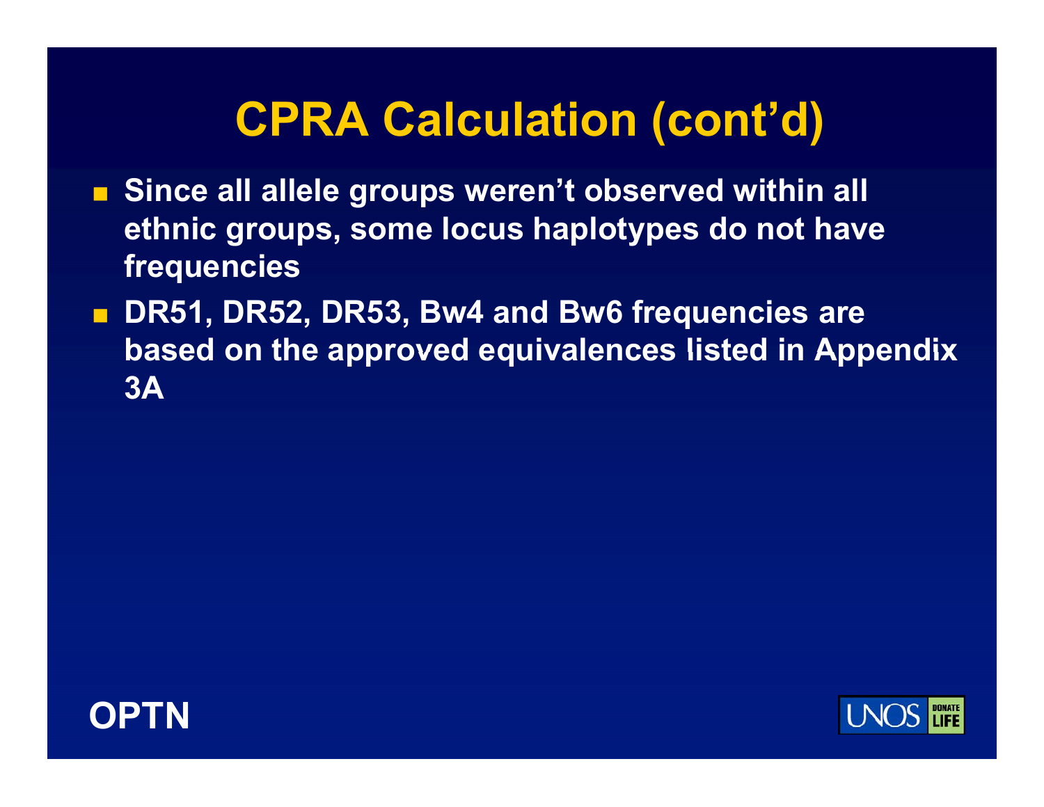# CPRA Calculation (cont'd)

- Since all allele groups weren't observed within all ethnic groups, some locus haplotypes do not have frequencies
- DR51, DR52, DR53, Bw4 and Bw6 frequencies are based on the approved equivalences listed in Appendix 3A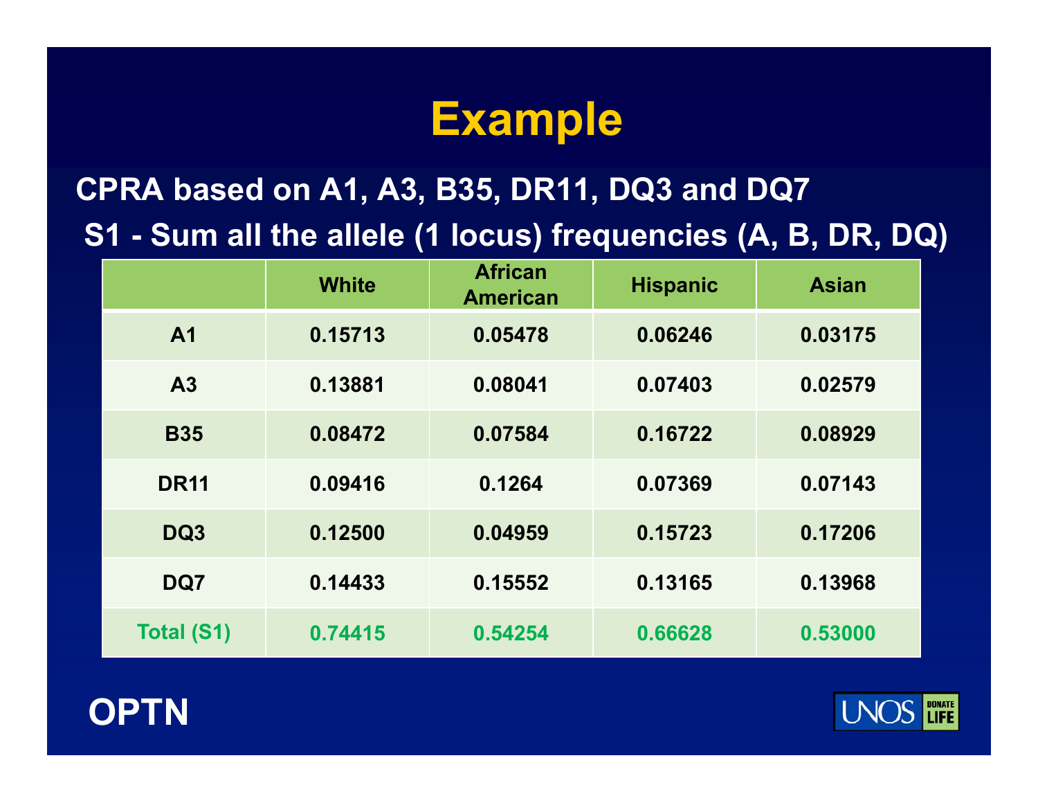# Example

**CPRA based on A1, A3, B35, DR11, DQ3 and DQ7**

**S1 - Sum all the allele (1 locus) frequencies (A, B, DR, DQ)**

| | White | African American | Hispanic | Asian |
|---|---|---|---|---|
| A1 | 0.15713 | 0.05478 | 0.06246 | 0.03175 |
| A3 | 0.13881 | 0.08041 | 0.07403 | 0.02579 |
| B35 | 0.08472 | 0.07584 | 0.16722 | 0.08929 |
| DR11 | 0.09416 | 0.1264 | 0.07369 | 0.07143 |
| DQ3 | 0.12500 | 0.04959 | 0.15723 | 0.17206 |
| DQ7 | 0.14433 | 0.15552 | 0.13165 | 0.13968 |
| Total (S1) | 0.74415 | 0.54254 | 0.66628 | 0.53000 |

**OPTN**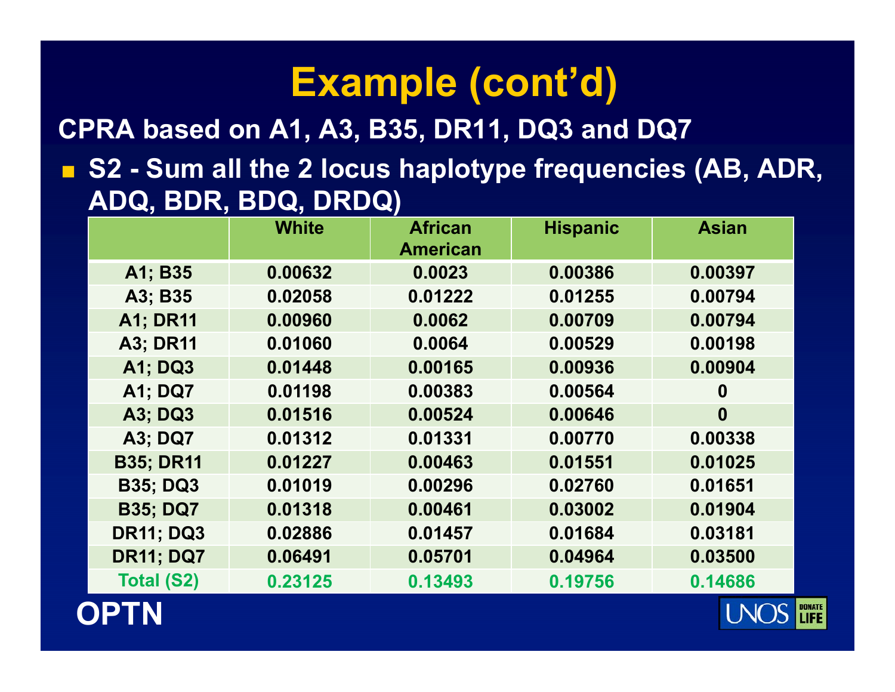# Example (cont'd)

**CPRA based on A1, A3, B35, DR11, DQ3 and DQ7**

- **S2 - Sum all the 2 locus haplotype frequencies (AB, ADR, ADQ, BDR, BDQ, DRDQ)**

| | White | African American | Hispanic | Asian |
|---|---|---|---|---|
| A1; B35 | 0.00632 | 0.0023 | 0.00386 | 0.00397 |
| A3; B35 | 0.02058 | 0.01222 | 0.01255 | 0.00794 |
| A1; DR11 | 0.00960 | 0.0062 | 0.00709 | 0.00794 |
| A3; DR11 | 0.01060 | 0.0064 | 0.00529 | 0.00198 |
| A1; DQ3 | 0.01448 | 0.00165 | 0.00936 | 0.00904 |
| A1; DQ7 | 0.01198 | 0.00383 | 0.00564 | 0 |
| A3; DQ3 | 0.01516 | 0.00524 | 0.00646 | 0 |
| A3; DQ7 | 0.01312 | 0.01331 | 0.00770 | 0.00338 |
| B35; DR11 | 0.01227 | 0.00463 | 0.01551 | 0.01025 |
| B35; DQ3 | 0.01019 | 0.00296 | 0.02760 | 0.01651 |
| B35; DQ7 | 0.01318 | 0.00461 | 0.03002 | 0.01904 |
| DR11; DQ3 | 0.02886 | 0.01457 | 0.01684 | 0.03181 |
| DR11; DQ7 | 0.06491 | 0.05701 | 0.04964 | 0.03500 |
| Total (S2) | 0.23125 | 0.13493 | 0.19756 | 0.14686 |

OPTN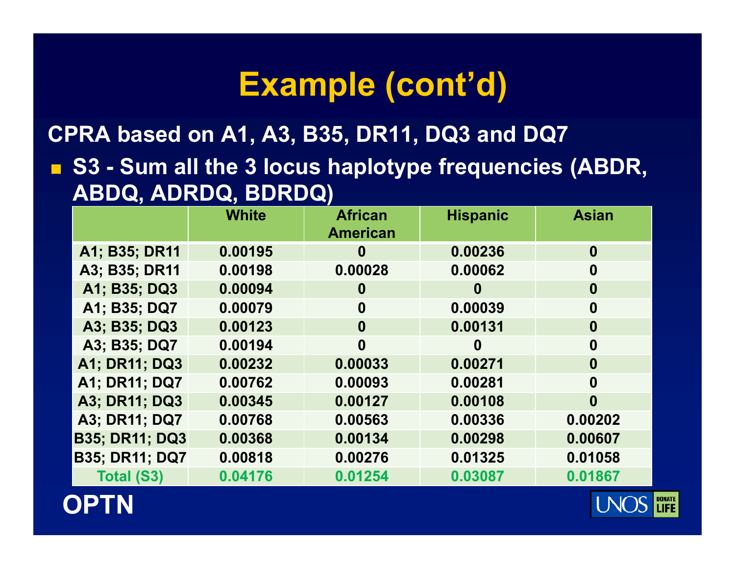# Example (cont'd)

**CPRA based on A1, A3, B35, DR11, DQ3 and DQ7**

- **S3 - Sum all the 3 locus haplotype frequencies (ABDR, ABDQ, ADRDQ, BDRDQ)**

| | White | African American | Hispanic | Asian |
|---|---|---|---|---|
| A1; B35; DR11 | 0.00195 | 0 | 0.00236 | 0 |
| A3; B35; DR11 | 0.00198 | 0.00028 | 0.00062 | 0 |
| A1; B35; DQ3 | 0.00094 | 0 | 0 | 0 |
| A1; B35; DQ7 | 0.00079 | 0 | 0.00039 | 0 |
| A3; B35; DQ3 | 0.00123 | 0 | 0.00131 | 0 |
| A3; B35; DQ7 | 0.00194 | 0 | 0 | 0 |
| A1; DR11; DQ3 | 0.00232 | 0.00033 | 0.00271 | 0 |
| A1; DR11; DQ7 | 0.00762 | 0.00093 | 0.00281 | 0 |
| A3; DR11; DQ3 | 0.00345 | 0.00127 | 0.00108 | 0 |
| A3; DR11; DQ7 | 0.00768 | 0.00563 | 0.00336 | 0.00202 |
| B35; DR11; DQ3 | 0.00368 | 0.00134 | 0.00298 | 0.00607 |
| B35; DR11; DQ7 | 0.00818 | 0.00276 | 0.01325 | 0.01058 |
| Total (S3) | 0.04176 | 0.01254 | 0.03087 | 0.01867 |

**OPTN**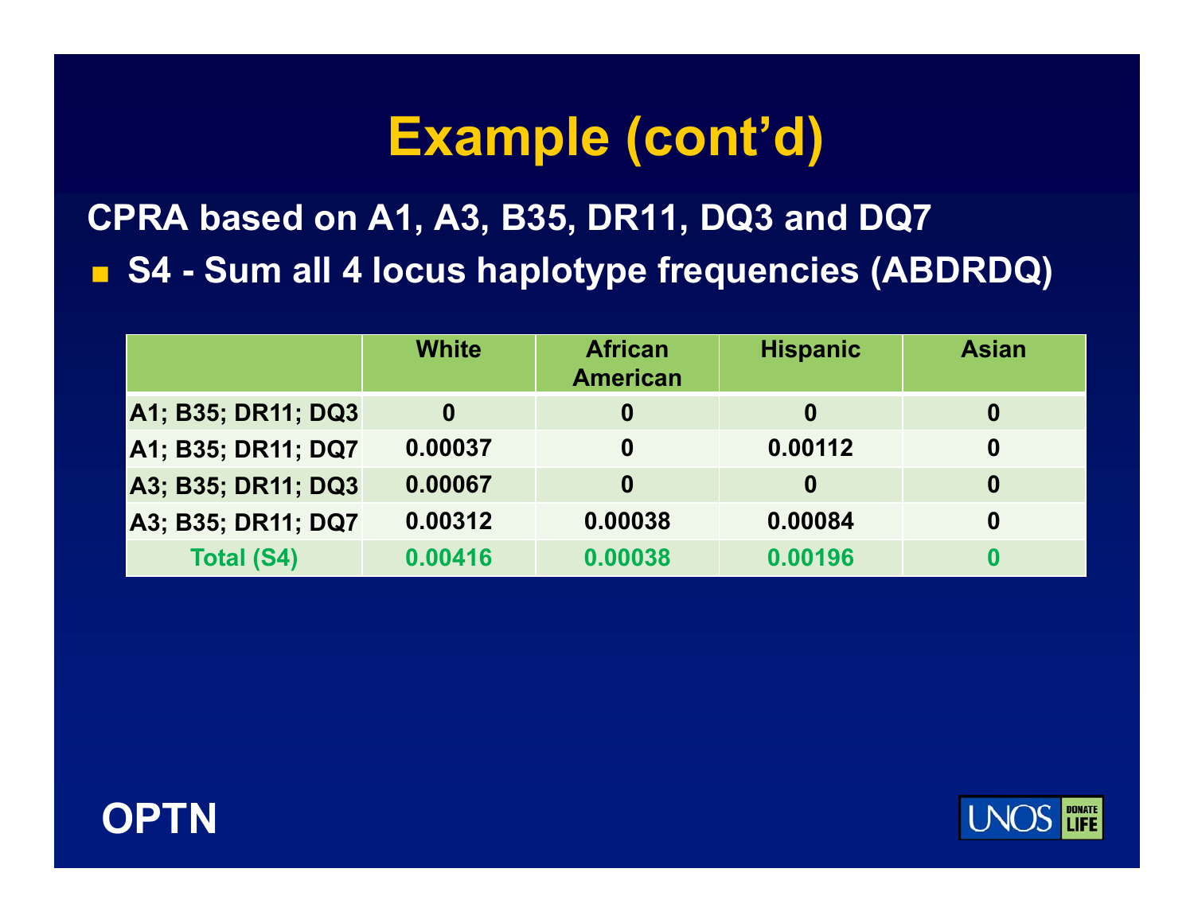# Example (cont'd)

**CPRA based on A1, A3, B35, DR11, DQ3 and DQ7**

- **S4 - Sum all 4 locus haplotype frequencies (ABDRDQ)**

| | White | African American | Hispanic | Asian |
|---|---|---|---|---|
| A1; B35; DR11; DQ3 | 0 | 0 | 0 | 0 |
| A1; B35; DR11; DQ7 | 0.00037 | 0 | 0.00112 | 0 |
| A3; B35; DR11; DQ3 | 0.00067 | 0 | 0 | 0 |
| A3; B35; DR11; DQ7 | 0.00312 | 0.00038 | 0.00084 | 0 |
| Total (S4) | 0.00416 | 0.00038 | 0.00196 | 0 |

OPTN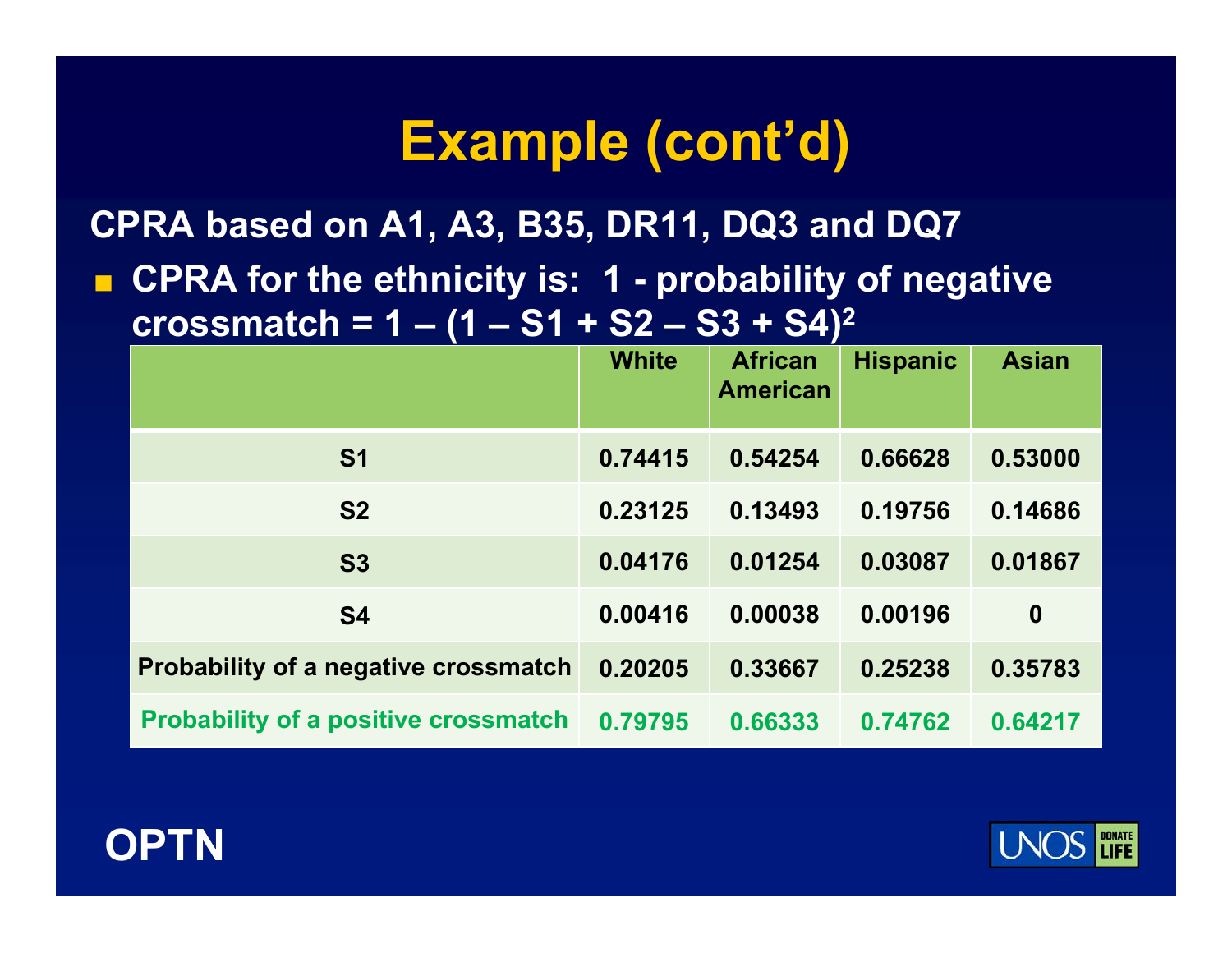# Example (cont'd)

**CPRA based on A1, A3, B35, DR11, DQ3 and DQ7**

- **CPRA for the ethnicity is: 1 - probability of negative crossmatch = $1 - (1 - S1 + S2 - S3 + S4)^2$**

| | White | African American | Hispanic | Asian |
|---|---|---|---|---|
| S1 | 0.74415 | 0.54254 | 0.66628 | 0.53000 |
| S2 | 0.23125 | 0.13493 | 0.19756 | 0.14686 |
| S3 | 0.04176 | 0.01254 | 0.03087 | 0.01867 |
| S4 | 0.00416 | 0.00038 | 0.00196 | 0 |
| Probability of a negative crossmatch | 0.20205 | 0.33667 | 0.25238 | 0.35783 |
| Probability of a positive crossmatch | 0.79795 | 0.66333 | 0.74762 | 0.64217 |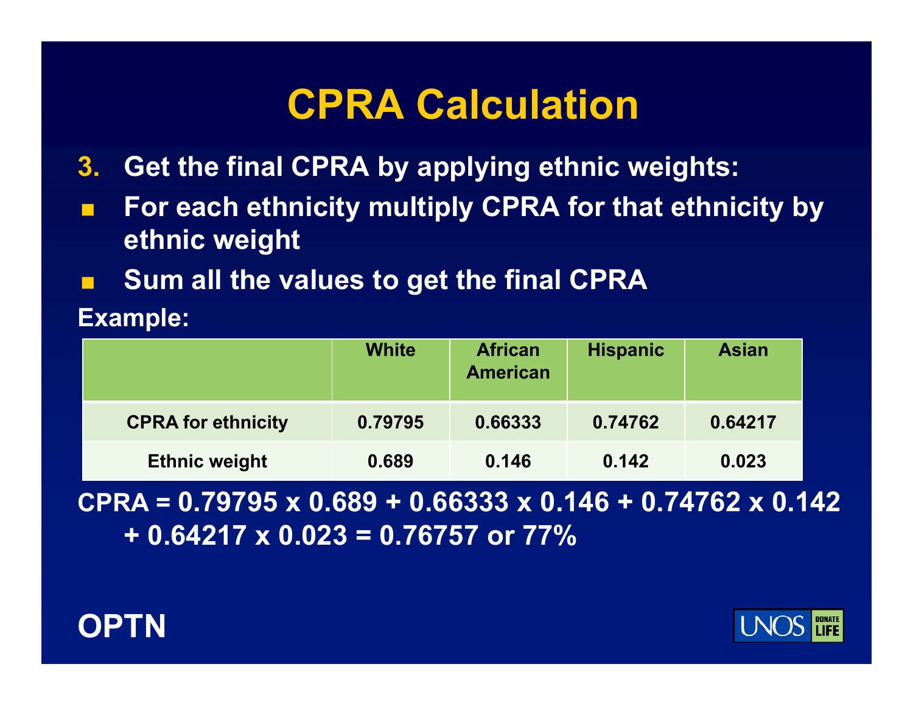# CPRA Calculation

3. **Get the final CPRA by applying ethnic weights:**

- **For each ethnicity multiply CPRA for that ethnicity by ethnic weight**
- **Sum all the values to get the final CPRA**

**Example:**

| | White | African American | Hispanic | Asian |
|---|---|---|---|---|
| CPRA for ethnicity | 0.79795 | 0.66333 | 0.74762 | 0.64217 |
| Ethnic weight | 0.689 | 0.146 | 0.142 | 0.023 |

**CPRA = 0.79795 x 0.689 + 0.66333 x 0.146 + 0.74762 x 0.142 + 0.64217 x 0.023 = 0.76757 or 77%**

**OPTN**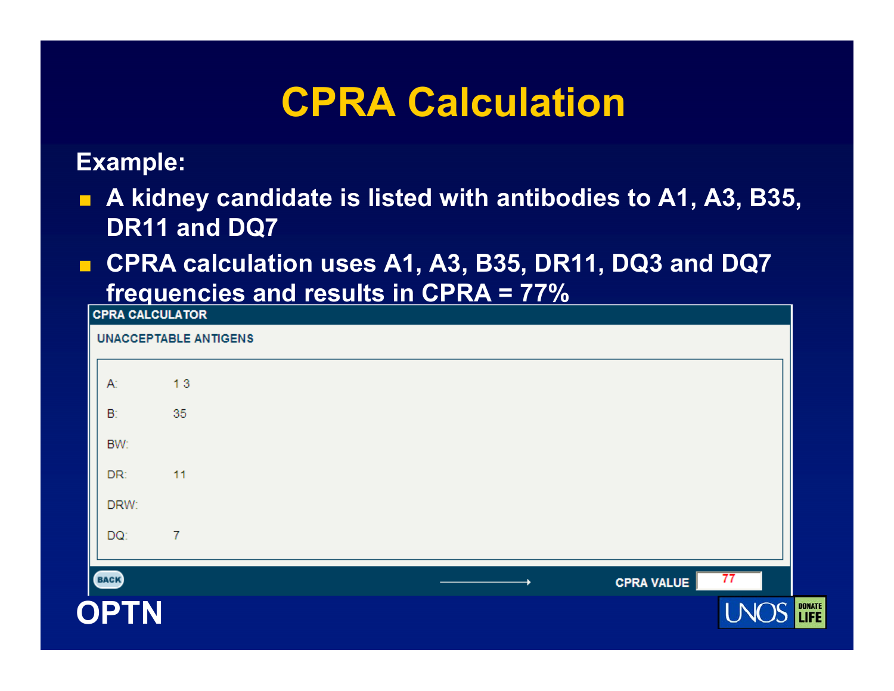# CPRA Calculation

**Example:**

- **A kidney candidate is listed with antibodies to A1, A3, B35, DR11 and DQ7**
- **CPRA calculation uses A1, A3, B35, DR11, DQ3 and DQ7 frequencies and results in CPRA = 77%**

**CPRA CALCULATOR**

**UNACCEPTABLE ANTIGENS**

| | |
|---|---|
| A: | 1 3 |
| B: | 35 |
| BW: | |
| DR: | 11 |
| DRW: | |
| DQ: | 7 |

BACK

CPRA VALUE: 77

**OPTN**

UNOS DONATE LIFE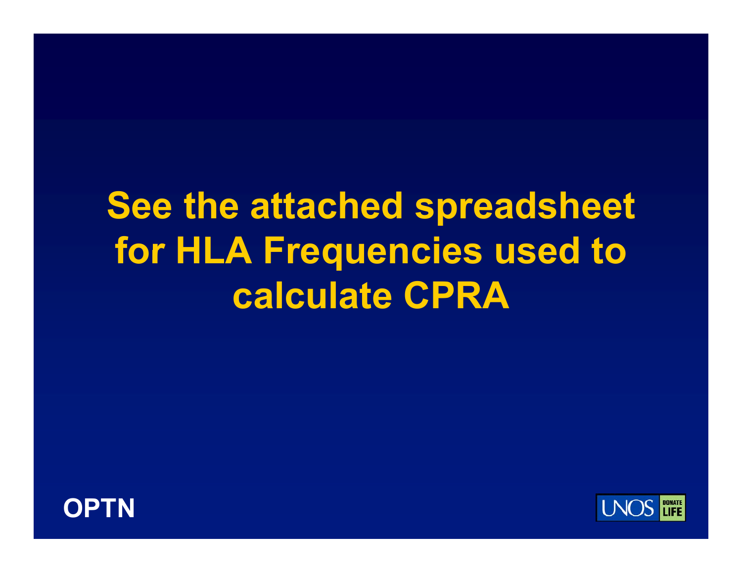# See the attached spreadsheet for HLA Frequencies used to calculate CPRA

**OPTN**

UNOS DONATE LIFE